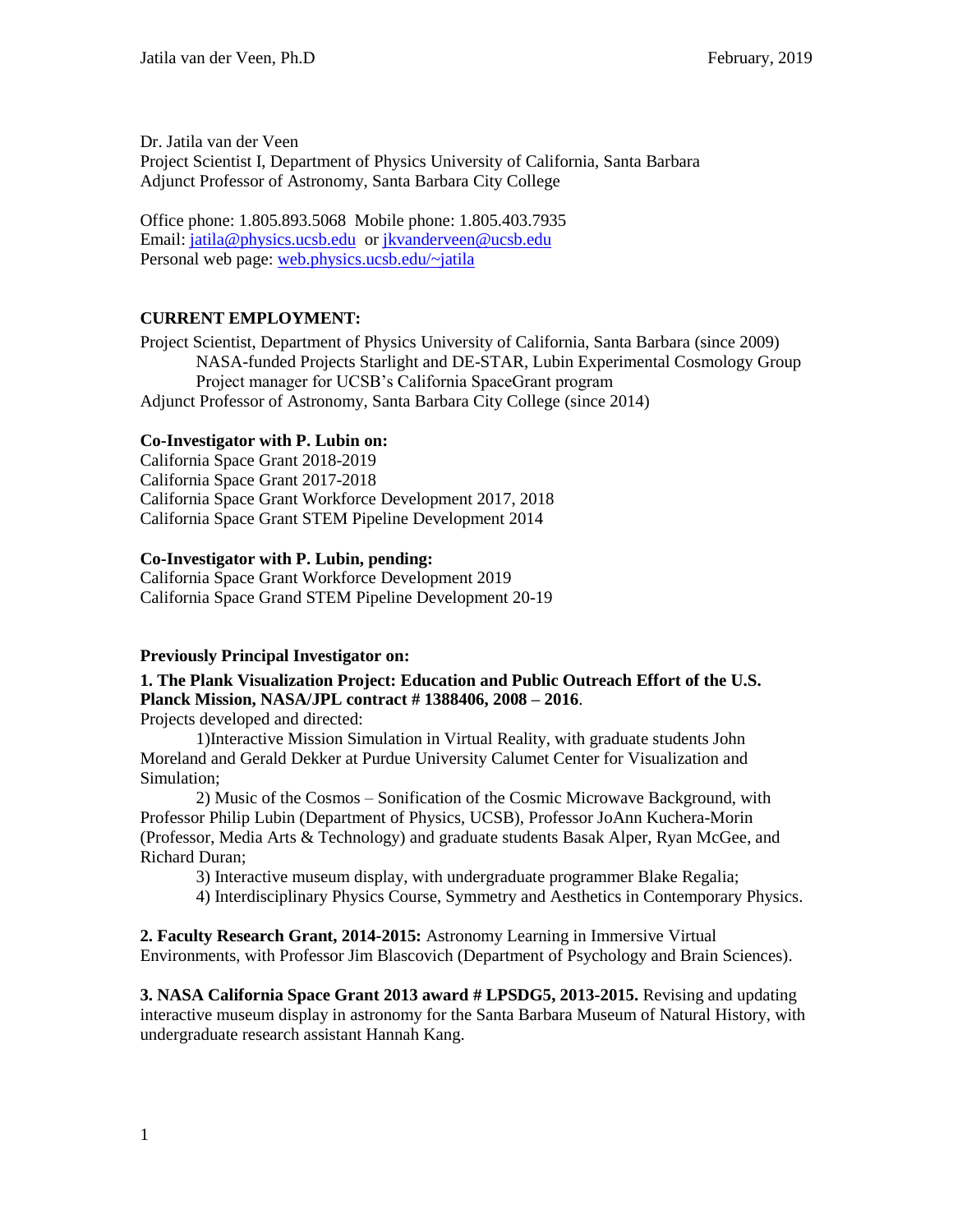Dr. Jatila van der Veen
Project Scientist I, Department of Physics University of California, Santa Barbara
Adjunct Professor of Astronomy, Santa Barbara City College

Office phone: 1.805.893.5068 Mobile phone: 1.805.403.7935
Email: jatila@physics.ucsb.edu or jkvanderveen@ucsb.edu
Personal web page: web.physics.ucsb.edu/~jatila

**CURRENT EMPLOYMENT:**

Project Scientist, Department of Physics University of California, Santa Barbara (since 2009)
NASA-funded Projects Starlight and DE-STAR, Lubin Experimental Cosmology Group
Project manager for UCSB's California SpaceGrant program
Adjunct Professor of Astronomy, Santa Barbara City College (since 2014)

**Co-Investigator with P. Lubin on:**

California Space Grant 2018-2019
California Space Grant 2017-2018
California Space Grant Workforce Development 2017, 2018
California Space Grant STEM Pipeline Development 2014

**Co-Investigator with P. Lubin, pending:**

California Space Grant Workforce Development 2019
California Space Grand STEM Pipeline Development 20-19

**Previously Principal Investigator on:**

**1. The Plank Visualization Project: Education and Public Outreach Effort of the U.S. Planck Mission, NASA/JPL contract # 1388406, 2008 – 2016**.
Projects developed and directed:

1)Interactive Mission Simulation in Virtual Reality, with graduate students John Moreland and Gerald Dekker at Purdue University Calumet Center for Visualization and Simulation;

2) Music of the Cosmos – Sonification of the Cosmic Microwave Background, with Professor Philip Lubin (Department of Physics, UCSB), Professor JoAnn Kuchera-Morin (Professor, Media Arts & Technology) and graduate students Basak Alper, Ryan McGee, and Richard Duran;

3) Interactive museum display, with undergraduate programmer Blake Regalia;

4) Interdisciplinary Physics Course, Symmetry and Aesthetics in Contemporary Physics.

**2. Faculty Research Grant, 2014-2015:** Astronomy Learning in Immersive Virtual Environments, with Professor Jim Blascovich (Department of Psychology and Brain Sciences).

**3. NASA California Space Grant 2013 award # LPSDG5, 2013-2015.** Revising and updating interactive museum display in astronomy for the Santa Barbara Museum of Natural History, with undergraduate research assistant Hannah Kang.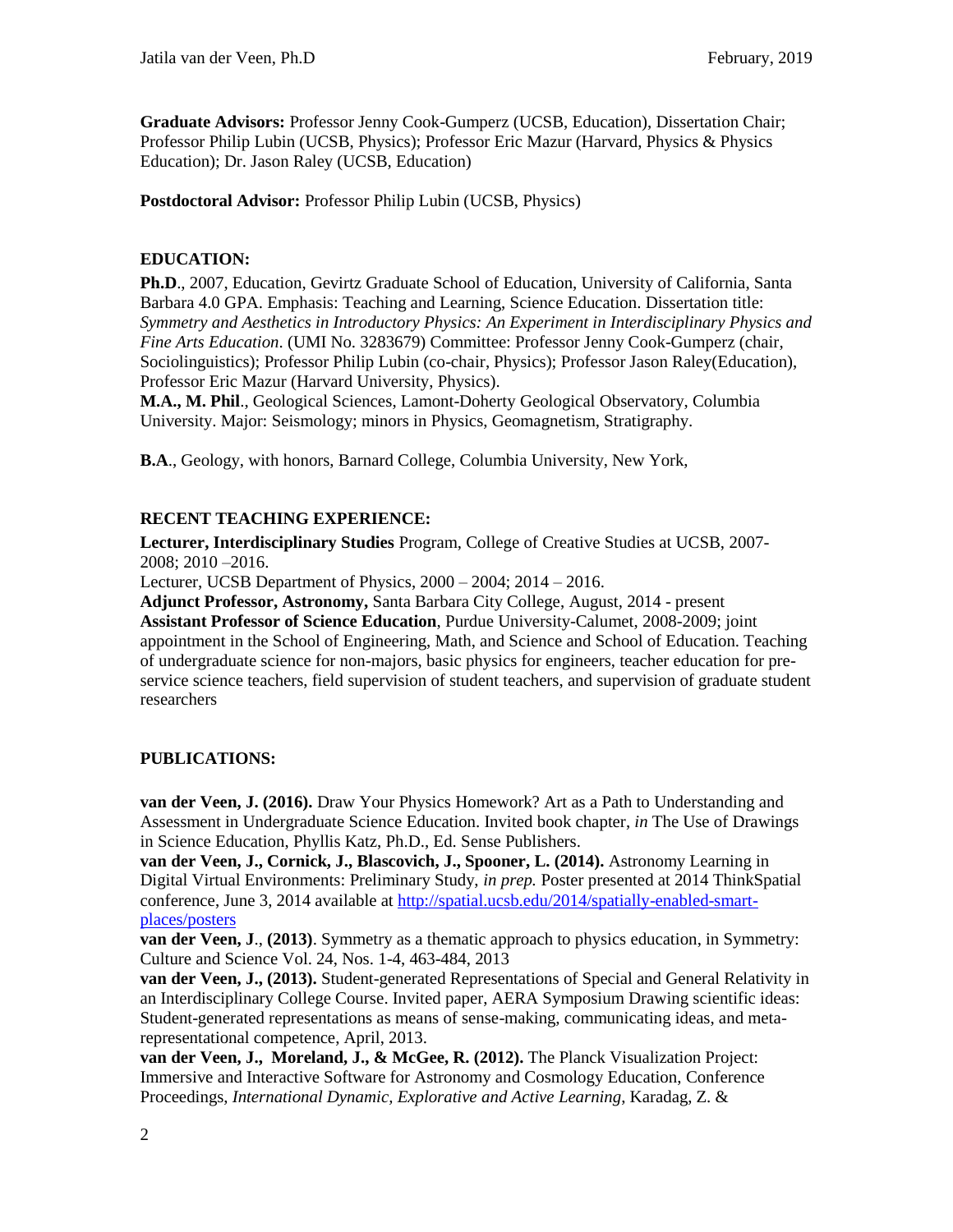**Graduate Advisors:** Professor Jenny Cook-Gumperz (UCSB, Education), Dissertation Chair; Professor Philip Lubin (UCSB, Physics); Professor Eric Mazur (Harvard, Physics & Physics Education); Dr. Jason Raley (UCSB, Education)

**Postdoctoral Advisor:** Professor Philip Lubin (UCSB, Physics)

## EDUCATION:

**Ph.D**., 2007, Education, Gevirtz Graduate School of Education, University of California, Santa Barbara 4.0 GPA. Emphasis: Teaching and Learning, Science Education. Dissertation title: *Symmetry and Aesthetics in Introductory Physics: An Experiment in Interdisciplinary Physics and Fine Arts Education*. (UMI No. 3283679) Committee: Professor Jenny Cook-Gumperz (chair, Sociolinguistics); Professor Philip Lubin (co-chair, Physics); Professor Jason Raley(Education), Professor Eric Mazur (Harvard University, Physics).

**M.A., M. Phil**., Geological Sciences, Lamont-Doherty Geological Observatory, Columbia University. Major: Seismology; minors in Physics, Geomagnetism, Stratigraphy.

**B.A**., Geology, with honors, Barnard College, Columbia University, New York,

## RECENT TEACHING EXPERIENCE:

**Lecturer, Interdisciplinary Studies** Program, College of Creative Studies at UCSB, 2007-2008; 2010 –2016.

Lecturer, UCSB Department of Physics, 2000 – 2004; 2014 – 2016.

**Adjunct Professor, Astronomy,** Santa Barbara City College, August, 2014 - present

**Assistant Professor of Science Education**, Purdue University-Calumet, 2008-2009; joint appointment in the School of Engineering, Math, and Science and School of Education. Teaching of undergraduate science for non-majors, basic physics for engineers, teacher education for pre-service science teachers, field supervision of student teachers, and supervision of graduate student researchers

## PUBLICATIONS:

**van der Veen, J. (2016).** Draw Your Physics Homework? Art as a Path to Understanding and Assessment in Undergraduate Science Education. Invited book chapter, *in* The Use of Drawings in Science Education, Phyllis Katz, Ph.D., Ed. Sense Publishers.

**van der Veen, J., Cornick, J., Blascovich, J., Spooner, L. (2014).** Astronomy Learning in Digital Virtual Environments: Preliminary Study, *in prep.* Poster presented at 2014 ThinkSpatial conference, June 3, 2014 available at [http://spatial.ucsb.edu/2014/spatially-enabled-smart-places/posters](http://spatial.ucsb.edu/2014/spatially-enabled-smart-places/posters)

**van der Veen, J**., **(2013)**. Symmetry as a thematic approach to physics education, in Symmetry: Culture and Science Vol. 24, Nos. 1-4, 463-484, 2013

**van der Veen, J., (2013).** Student-generated Representations of Special and General Relativity in an Interdisciplinary College Course. Invited paper, AERA Symposium Drawing scientific ideas: Student-generated representations as means of sense-making, communicating ideas, and meta-representational competence, April, 2013.

**van der Veen, J., Moreland, J., & McGee, R. (2012).** The Planck Visualization Project: Immersive and Interactive Software for Astronomy and Cosmology Education, Conference Proceedings, *International Dynamic, Explorative and Active Learning*, Karadag, Z. &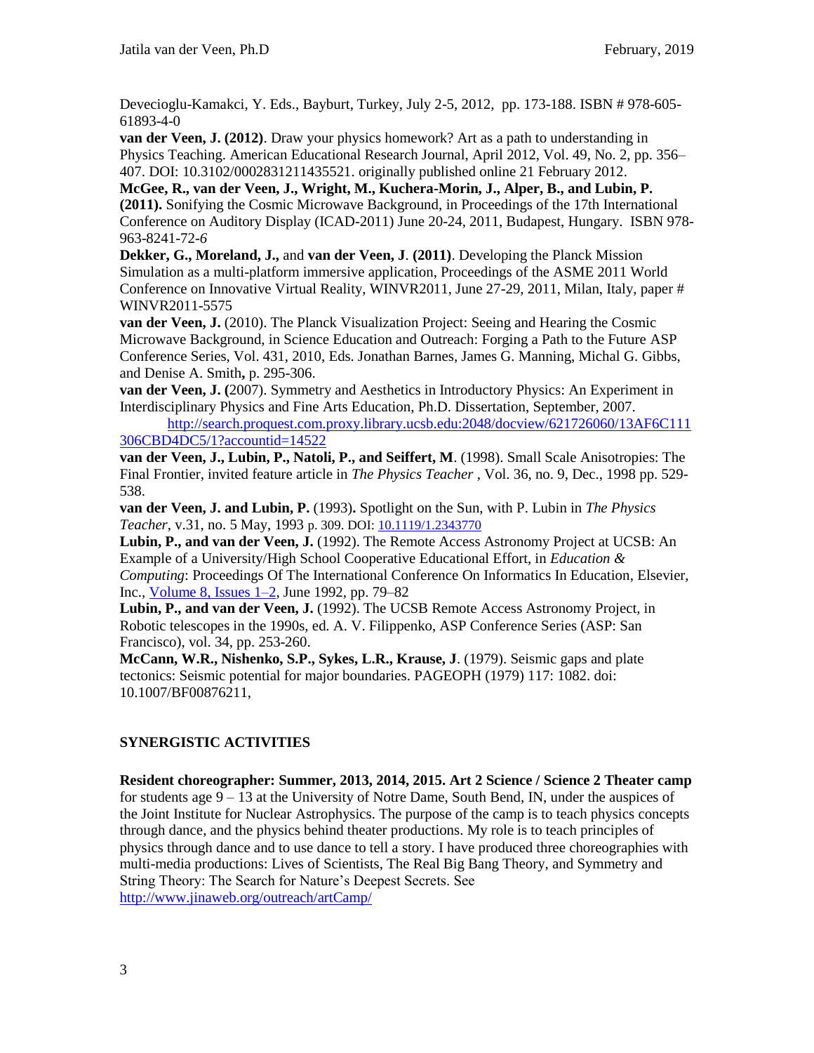Devecioglu-Kamakci, Y. Eds., Bayburt, Turkey, July 2-5, 2012, pp. 173-188. ISBN # 978-605-61893-4-0

**van der Veen, J. (2012)**. Draw your physics homework? Art as a path to understanding in Physics Teaching. American Educational Research Journal, April 2012, Vol. 49, No. 2, pp. 356–407. DOI: 10.3102/0002831211435521. originally published online 21 February 2012.

**McGee, R., van der Veen, J., Wright, M., Kuchera-Morin, J., Alper, B., and Lubin, P. (2011).** Sonifying the Cosmic Microwave Background, in Proceedings of the 17th International Conference on Auditory Display (ICAD-2011) June 20-24, 2011, Budapest, Hungary. ISBN 978-963-8241-72-*6*

**Dekker, G., Moreland, J.,** and **van der Veen, J**. **(2011)**. Developing the Planck Mission Simulation as a multi-platform immersive application, Proceedings of the ASME 2011 World Conference on Innovative Virtual Reality, WINVR2011, June 27-29, 2011, Milan, Italy, paper # WINVR2011-5575

**van der Veen, J.** (2010). The Planck Visualization Project: Seeing and Hearing the Cosmic Microwave Background, in Science Education and Outreach: Forging a Path to the Future ASP Conference Series, Vol. 431, 2010, Eds. Jonathan Barnes, James G. Manning, Michal G. Gibbs, and Denise A. Smith**,** p. 295-306.

**van der Veen, J. (**2007). Symmetry and Aesthetics in Introductory Physics: An Experiment in Interdisciplinary Physics and Fine Arts Education, Ph.D. Dissertation, September, 2007.
http://search.proquest.com.proxy.library.ucsb.edu:2048/docview/621726060/13AF6C111306CBD4DC5/1?accountid=14522

**van der Veen, J., Lubin, P., Natoli, P., and Seiffert, M**. (1998). Small Scale Anisotropies: The Final Frontier, invited feature article in *The Physics Teacher* , Vol. 36, no. 9, Dec., 1998 pp. 529-538.

**van der Veen, J. and Lubin, P.** (1993)**.** Spotlight on the Sun, with P. Lubin in *The Physics Teacher*, v.31, no. 5 May, 1993 p. 309. DOI: 10.1119/1.2343770

**Lubin, P., and van der Veen, J.** (1992). The Remote Access Astronomy Project at UCSB: An Example of a University/High School Cooperative Educational Effort, in *Education & Computing*: Proceedings Of The International Conference On Informatics In Education, Elsevier, Inc., Volume 8, Issues 1–2, June 1992, pp. 79–82

**Lubin, P., and van der Veen, J.** (1992). The UCSB Remote Access Astronomy Project, in Robotic telescopes in the 1990s, ed. A. V. Filippenko, ASP Conference Series (ASP: San Francisco), vol. 34, pp. 253-260.

**McCann, W.R., Nishenko, S.P., Sykes, L.R., Krause, J**. (1979). Seismic gaps and plate tectonics: Seismic potential for major boundaries. PAGEOPH (1979) 117: 1082. doi: 10.1007/BF00876211,

## SYNERGISTIC ACTIVITIES

**Resident choreographer: Summer, 2013, 2014, 2015. Art 2 Science / Science 2 Theater camp** for students age 9 – 13 at the University of Notre Dame, South Bend, IN, under the auspices of the Joint Institute for Nuclear Astrophysics. The purpose of the camp is to teach physics concepts through dance, and the physics behind theater productions. My role is to teach principles of physics through dance and to use dance to tell a story. I have produced three choreographies with multi-media productions: Lives of Scientists, The Real Big Bang Theory, and Symmetry and String Theory: The Search for Nature's Deepest Secrets. See http://www.jinaweb.org/outreach/artCamp/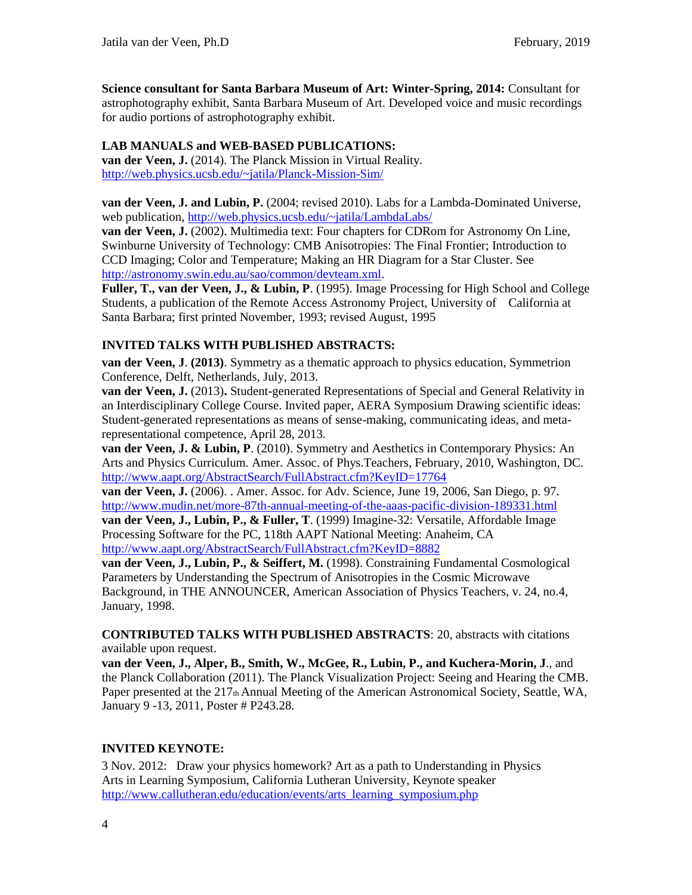**Science consultant for Santa Barbara Museum of Art: Winter-Spring, 2014:** Consultant for astrophotography exhibit, Santa Barbara Museum of Art. Developed voice and music recordings for audio portions of astrophotography exhibit.

## LAB MANUALS and WEB-BASED PUBLICATIONS:

**van der Veen, J.** (2014). The Planck Mission in Virtual Reality. http://web.physics.ucsb.edu/~jatila/Planck-Mission-Sim/

**van der Veen, J. and Lubin, P.** (2004; revised 2010). Labs for a Lambda-Dominated Universe, web publication, http://web.physics.ucsb.edu/~jatila/LambdaLabs/

**van der Veen, J.** (2002). Multimedia text: Four chapters for CDRom for Astronomy On Line, Swinburne University of Technology: CMB Anisotropies: The Final Frontier; Introduction to CCD Imaging; Color and Temperature; Making an HR Diagram for a Star Cluster. See http://astronomy.swin.edu.au/sao/common/devteam.xml.

**Fuller, T., van der Veen, J., & Lubin, P**. (1995). Image Processing for High School and College Students, a publication of the Remote Access Astronomy Project, University of California at Santa Barbara; first printed November, 1993; revised August, 1995

## INVITED TALKS WITH PUBLISHED ABSTRACTS:

**van der Veen, J**. **(2013)**. Symmetry as a thematic approach to physics education, Symmetrion Conference, Delft, Netherlands, July, 2013.

**van der Veen, J.** (2013)**.** Student-generated Representations of Special and General Relativity in an Interdisciplinary College Course. Invited paper, AERA Symposium Drawing scientific ideas: Student-generated representations as means of sense-making, communicating ideas, and meta-representational competence, April 28, 2013.

**van der Veen, J. & Lubin, P**. (2010). Symmetry and Aesthetics in Contemporary Physics: An Arts and Physics Curriculum. Amer. Assoc. of Phys.Teachers, February, 2010, Washington, DC. http://www.aapt.org/AbstractSearch/FullAbstract.cfm?KeyID=17764

**van der Veen, J.** (2006). . Amer. Assoc. for Adv. Science, June 19, 2006, San Diego, p. 97. http://www.mudin.net/more-87th-annual-meeting-of-the-aaas-pacific-division-189331.html

**van der Veen, J., Lubin, P., & Fuller, T**. (1999) Imagine-32: Versatile, Affordable Image Processing Software for the PC, 118th AAPT National Meeting: Anaheim, CA http://www.aapt.org/AbstractSearch/FullAbstract.cfm?KeyID=8882

**van der Veen, J., Lubin, P., & Seiffert, M.** (1998). Constraining Fundamental Cosmological Parameters by Understanding the Spectrum of Anisotropies in the Cosmic Microwave Background, in THE ANNOUNCER, American Association of Physics Teachers, v. 24, no.4, January, 1998.

**CONTRIBUTED TALKS WITH PUBLISHED ABSTRACTS**: 20, abstracts with citations available upon request.

**van der Veen, J., Alper, B., Smith, W., McGee, R., Lubin, P., and Kuchera-Morin, J**., and the Planck Collaboration (2011). The Planck Visualization Project: Seeing and Hearing the CMB. Paper presented at the 217th Annual Meeting of the American Astronomical Society, Seattle, WA, January 9 -13, 2011, Poster # P243.28.

## INVITED KEYNOTE:

3 Nov. 2012: Draw your physics homework? Art as a path to Understanding in Physics
Arts in Learning Symposium, California Lutheran University, Keynote speaker
http://www.callutheran.edu/education/events/arts_learning_symposium.php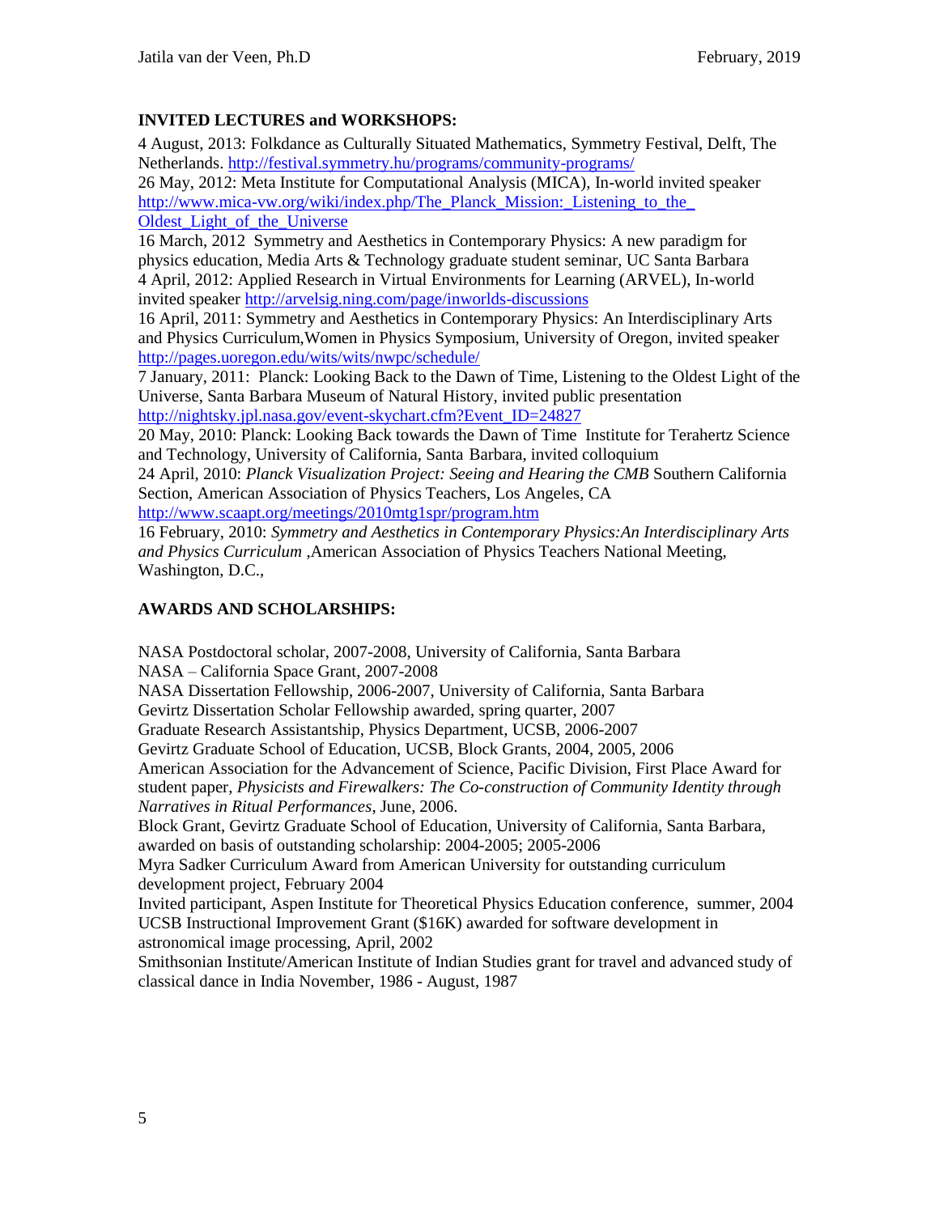## INVITED LECTURES and WORKSHOPS:

4 August, 2013: Folkdance as Culturally Situated Mathematics, Symmetry Festival, Delft, The Netherlands. http://festival.symmetry.hu/programs/community-programs/

26 May, 2012: Meta Institute for Computational Analysis (MICA), In-world invited speaker http://www.mica-vw.org/wiki/index.php/The_Planck_Mission:_Listening_to_the_Oldest_Light_of_the_Universe

16 March, 2012 Symmetry and Aesthetics in Contemporary Physics: A new paradigm for physics education, Media Arts & Technology graduate student seminar, UC Santa Barbara

4 April, 2012: Applied Research in Virtual Environments for Learning (ARVEL), In-world invited speaker http://arvelsig.ning.com/page/inworlds-discussions

16 April, 2011: Symmetry and Aesthetics in Contemporary Physics: An Interdisciplinary Arts and Physics Curriculum,Women in Physics Symposium, University of Oregon, invited speaker http://pages.uoregon.edu/wits/wits/nwpc/schedule/

7 January, 2011: Planck: Looking Back to the Dawn of Time, Listening to the Oldest Light of the Universe, Santa Barbara Museum of Natural History, invited public presentation http://nightsky.jpl.nasa.gov/event-skychart.cfm?Event_ID=24827

20 May, 2010: Planck: Looking Back towards the Dawn of Time Institute for Terahertz Science and Technology, University of California, Santa Barbara, invited colloquium

24 April, 2010: *Planck Visualization Project: Seeing and Hearing the CMB* Southern California Section, American Association of Physics Teachers, Los Angeles, CA http://www.scaapt.org/meetings/2010mtg1spr/program.htm

16 February, 2010: *Symmetry and Aesthetics in Contemporary Physics:An Interdisciplinary Arts and Physics Curriculum* ,American Association of Physics Teachers National Meeting, Washington, D.C.,

## AWARDS AND SCHOLARSHIPS:

NASA Postdoctoral scholar, 2007-2008, University of California, Santa Barbara

NASA – California Space Grant, 2007-2008

NASA Dissertation Fellowship, 2006-2007, University of California, Santa Barbara

Gevirtz Dissertation Scholar Fellowship awarded, spring quarter, 2007

Graduate Research Assistantship, Physics Department, UCSB, 2006-2007

Gevirtz Graduate School of Education, UCSB, Block Grants, 2004, 2005, 2006

American Association for the Advancement of Science, Pacific Division, First Place Award for student paper, *Physicists and Firewalkers: The Co-construction of Community Identity through Narratives in Ritual Performances*, June, 2006.

Block Grant, Gevirtz Graduate School of Education, University of California, Santa Barbara, awarded on basis of outstanding scholarship: 2004-2005; 2005-2006

Myra Sadker Curriculum Award from American University for outstanding curriculum development project, February 2004

Invited participant, Aspen Institute for Theoretical Physics Education conference, summer, 2004

UCSB Instructional Improvement Grant ($16K) awarded for software development in astronomical image processing, April, 2002

Smithsonian Institute/American Institute of Indian Studies grant for travel and advanced study of classical dance in India November, 1986 - August, 1987